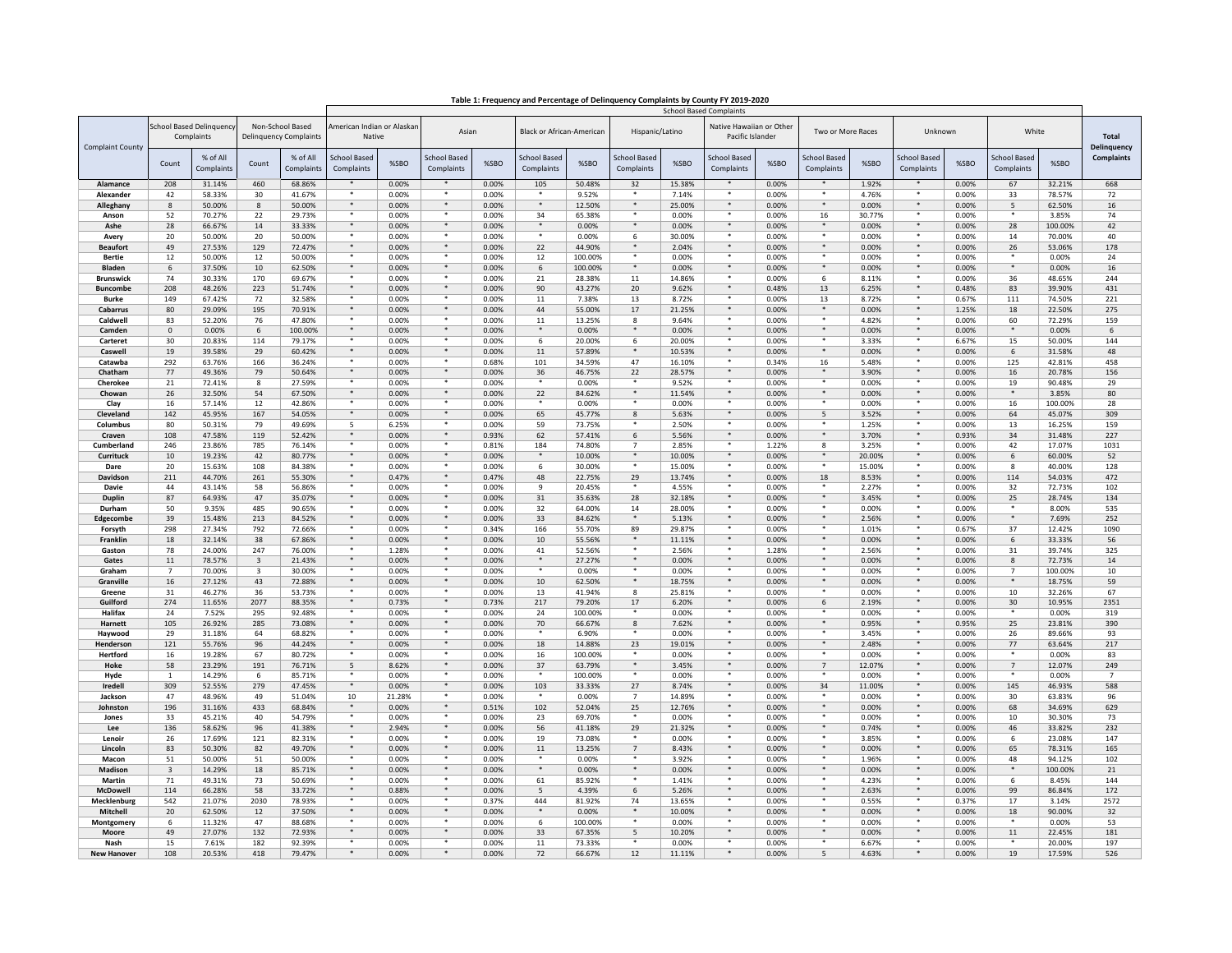**Table 1: Frequency and Percentage of Delinquency Complaints by County FY 2019-2020**

| Complaint County | School Based Delinquency Complaints | | Non-School Based Delinquency Complaints | | School Based Complaints | | | | | | | | | | | | | | | | Total Delinquency Complaints |
|---|---|---|---|---|---|---|---|---|---|---|---|---|---|---|---|---|---|---|---|---|---|
| | | | | | American Indian or Alaskan Native | | Asian | | Black or African-American | | Hispanic/Latino | | Native Hawaiian or Other Pacific Islander | | Two or More Races | | Unknown | | White | | |
| | Count | % of All Complaints | Count | % of All Complaints | School Based Complaints | %SBO | School Based Complaints | %SBO | School Based Complaints | %SBO | School Based Complaints | %SBO | School Based Complaints | %SBO | School Based Complaints | %SBO | School Based Complaints | %SBO | School Based Complaints | %SBO | |
| **Alamance** | 208 | 31.14% | 460 | 68.86% | * | 0.00% | * | 0.00% | 105 | 50.48% | 32 | 15.38% | * | 0.00% | * | 1.92% | * | 0.00% | 67 | 32.21% | 668 |
| **Alexander** | 42 | 58.33% | 30 | 41.67% | * | 0.00% | * | 0.00% | * | 9.52% | * | 7.14% | * | 0.00% | * | 4.76% | * | 0.00% | 33 | 78.57% | 72 |
| **Alleghany** | 8 | 50.00% | 8 | 50.00% | * | 0.00% | * | 0.00% | * | 12.50% | * | 25.00% | * | 0.00% | * | 0.00% | * | 0.00% | 5 | 62.50% | 16 |
| **Anson** | 52 | 70.27% | 22 | 29.73% | * | 0.00% | * | 0.00% | 34 | 65.38% | * | 0.00% | * | 0.00% | 16 | 30.77% | * | 0.00% | * | 3.85% | 74 |
| **Ashe** | 28 | 66.67% | 14 | 33.33% | * | 0.00% | * | 0.00% | * | 0.00% | * | 0.00% | * | 0.00% | * | 0.00% | * | 0.00% | 28 | 100.00% | 42 |
| **Avery** | 20 | 50.00% | 20 | 50.00% | * | 0.00% | * | 0.00% | * | 0.00% | 6 | 30.00% | * | 0.00% | * | 0.00% | * | 0.00% | 14 | 70.00% | 40 |
| **Beaufort** | 49 | 27.53% | 129 | 72.47% | * | 0.00% | * | 0.00% | 22 | 44.90% | * | 2.04% | * | 0.00% | * | 0.00% | * | 0.00% | 26 | 53.06% | 178 |
| **Bertie** | 12 | 50.00% | 12 | 50.00% | * | 0.00% | * | 0.00% | 12 | 100.00% | * | 0.00% | * | 0.00% | * | 0.00% | * | 0.00% | * | 0.00% | 24 |
| **Bladen** | 6 | 37.50% | 10 | 62.50% | * | 0.00% | * | 0.00% | 6 | 100.00% | * | 0.00% | * | 0.00% | * | 0.00% | * | 0.00% | * | 0.00% | 16 |
| **Brunswick** | 74 | 30.33% | 170 | 69.67% | * | 0.00% | * | 0.00% | 21 | 28.38% | 11 | 14.86% | * | 0.00% | 6 | 8.11% | * | 0.00% | 36 | 48.65% | 244 |
| **Buncombe** | 208 | 48.26% | 223 | 51.74% | * | 0.00% | * | 0.00% | 90 | 43.27% | 20 | 9.62% | * | 0.48% | 13 | 6.25% | * | 0.48% | 83 | 39.90% | 431 |
| **Burke** | 149 | 67.42% | 72 | 32.58% | * | 0.00% | * | 0.00% | 11 | 7.38% | 13 | 8.72% | * | 0.00% | 13 | 8.72% | * | 0.67% | 111 | 74.50% | 221 |
| **Cabarrus** | 80 | 29.09% | 195 | 70.91% | * | 0.00% | * | 0.00% | 44 | 55.00% | 17 | 21.25% | * | 0.00% | * | 0.00% | * | 1.25% | 18 | 22.50% | 275 |
| **Caldwell** | 83 | 52.20% | 76 | 47.80% | * | 0.00% | * | 0.00% | 11 | 13.25% | 8 | 9.64% | * | 0.00% | * | 4.82% | * | 0.00% | 60 | 72.29% | 159 |
| **Camden** | 0 | 0.00% | 6 | 100.00% | * | 0.00% | * | 0.00% | * | 0.00% | * | 0.00% | * | 0.00% | * | 0.00% | * | 0.00% | * | 0.00% | 6 |
| **Carteret** | 30 | 20.83% | 114 | 79.17% | * | 0.00% | * | 0.00% | 6 | 20.00% | 6 | 20.00% | * | 0.00% | * | 3.33% | * | 6.67% | 15 | 50.00% | 144 |
| **Caswell** | 19 | 39.58% | 29 | 60.42% | * | 0.00% | * | 0.00% | 11 | 57.89% | * | 10.53% | * | 0.00% | * | 0.00% | * | 0.00% | 6 | 31.58% | 48 |
| **Catawba** | 292 | 63.76% | 166 | 36.24% | * | 0.00% | * | 0.68% | 101 | 34.59% | 47 | 16.10% | * | 0.34% | 16 | 5.48% | * | 0.00% | 125 | 42.81% | 458 |
| **Chatham** | 77 | 49.36% | 79 | 50.64% | * | 0.00% | * | 0.00% | 36 | 46.75% | 22 | 28.57% | * | 0.00% | * | 3.90% | * | 0.00% | 16 | 20.78% | 156 |
| **Cherokee** | 21 | 72.41% | 8 | 27.59% | * | 0.00% | * | 0.00% | * | 0.00% | * | 9.52% | * | 0.00% | * | 0.00% | * | 0.00% | 19 | 90.48% | 29 |
| **Chowan** | 26 | 32.50% | 54 | 67.50% | * | 0.00% | * | 0.00% | 22 | 84.62% | * | 11.54% | * | 0.00% | * | 0.00% | * | 0.00% | * | 3.85% | 80 |
| **Clay** | 16 | 57.14% | 12 | 42.86% | * | 0.00% | * | 0.00% | * | 0.00% | * | 0.00% | * | 0.00% | * | 0.00% | * | 0.00% | 16 | 100.00% | 28 |
| **Cleveland** | 142 | 45.95% | 167 | 54.05% | * | 0.00% | * | 0.00% | 65 | 45.77% | 8 | 5.63% | * | 0.00% | 5 | 3.52% | * | 0.00% | 64 | 45.07% | 309 |
| **Columbus** | 80 | 50.31% | 79 | 49.69% | 5 | 6.25% | * | 0.00% | 59 | 73.75% | * | 2.50% | * | 0.00% | * | 1.25% | * | 0.00% | 13 | 16.25% | 159 |
| **Craven** | 108 | 47.58% | 119 | 52.42% | * | 0.00% | * | 0.93% | 62 | 57.41% | 6 | 5.56% | * | 0.00% | * | 3.70% | * | 0.93% | 34 | 31.48% | 227 |
| **Cumberland** | 246 | 23.86% | 785 | 76.14% | * | 0.00% | * | 0.81% | 184 | 74.80% | 7 | 2.85% | * | 1.22% | 8 | 3.25% | * | 0.00% | 42 | 17.07% | 1031 |
| **Currituck** | 10 | 19.23% | 42 | 80.77% | * | 0.00% | * | 0.00% | * | 10.00% | * | 10.00% | * | 0.00% | * | 20.00% | * | 0.00% | 6 | 60.00% | 52 |
| **Dare** | 20 | 15.63% | 108 | 84.38% | * | 0.00% | * | 0.00% | 6 | 30.00% | * | 15.00% | * | 0.00% | * | 15.00% | * | 0.00% | 8 | 40.00% | 128 |
| **Davidson** | 211 | 44.70% | 261 | 55.30% | * | 0.47% | * | 0.47% | 48 | 22.75% | 29 | 13.74% | * | 0.00% | 18 | 8.53% | * | 0.00% | 114 | 54.03% | 472 |
| **Davie** | 44 | 43.14% | 58 | 56.86% | * | 0.00% | * | 0.00% | 9 | 20.45% | * | 4.55% | * | 0.00% | * | 2.27% | * | 0.00% | 32 | 72.73% | 102 |
| **Duplin** | 87 | 64.93% | 47 | 35.07% | * | 0.00% | * | 0.00% | 31 | 35.63% | 28 | 32.18% | * | 0.00% | * | 3.45% | * | 0.00% | 25 | 28.74% | 134 |
| **Durham** | 50 | 9.35% | 485 | 90.65% | * | 0.00% | * | 0.00% | 32 | 64.00% | 14 | 28.00% | * | 0.00% | * | 0.00% | * | 0.00% | * | 8.00% | 535 |
| **Edgecombe** | 39 | 15.48% | 213 | 84.52% | * | 0.00% | * | 0.00% | 33 | 84.62% | * | 5.13% | * | 0.00% | * | 2.56% | * | 0.00% | * | 7.69% | 252 |
| **Forsyth** | 298 | 27.34% | 792 | 72.66% | * | 0.00% | * | 0.34% | 166 | 55.70% | 89 | 29.87% | * | 0.00% | * | 1.01% | * | 0.67% | 37 | 12.42% | 1090 |
| **Franklin** | 18 | 32.14% | 38 | 67.86% | * | 0.00% | * | 0.00% | 10 | 55.56% | * | 11.11% | * | 0.00% | * | 0.00% | * | 0.00% | 6 | 33.33% | 56 |
| **Gaston** | 78 | 24.00% | 247 | 76.00% | * | 1.28% | * | 0.00% | 41 | 52.56% | * | 2.56% | * | 1.28% | * | 2.56% | * | 0.00% | 31 | 39.74% | 325 |
| **Gates** | 11 | 78.57% | 3 | 21.43% | * | 0.00% | * | 0.00% | * | 27.27% | * | 0.00% | * | 0.00% | * | 0.00% | * | 0.00% | 8 | 72.73% | 14 |
| **Graham** | 7 | 70.00% | 3 | 30.00% | * | 0.00% | * | 0.00% | * | 0.00% | * | 0.00% | * | 0.00% | * | 0.00% | * | 0.00% | 7 | 100.00% | 10 |
| **Granville** | 16 | 27.12% | 43 | 72.88% | * | 0.00% | * | 0.00% | 10 | 62.50% | * | 18.75% | * | 0.00% | * | 0.00% | * | 0.00% | * | 18.75% | 59 |
| **Greene** | 31 | 46.27% | 36 | 53.73% | * | 0.00% | * | 0.00% | 13 | 41.94% | 8 | 25.81% | * | 0.00% | * | 0.00% | * | 0.00% | 10 | 32.26% | 67 |
| **Guilford** | 274 | 11.65% | 2077 | 88.35% | * | 0.73% | * | 0.73% | 217 | 79.20% | 17 | 6.20% | * | 0.00% | 6 | 2.19% | * | 0.00% | 30 | 10.95% | 2351 |
| **Halifax** | 24 | 7.52% | 295 | 92.48% | * | 0.00% | * | 0.00% | 24 | 100.00% | * | 0.00% | * | 0.00% | * | 0.00% | * | 0.00% | * | 0.00% | 319 |
| **Harnett** | 105 | 26.92% | 285 | 73.08% | * | 0.00% | * | 0.00% | 70 | 66.67% | 8 | 7.62% | * | 0.00% | * | 0.95% | * | 0.95% | 25 | 23.81% | 390 |
| **Haywood** | 29 | 31.18% | 64 | 68.82% | * | 0.00% | * | 0.00% | * | 6.90% | * | 0.00% | * | 0.00% | * | 3.45% | * | 0.00% | 26 | 89.66% | 93 |
| **Henderson** | 121 | 55.76% | 96 | 44.24% | * | 0.00% | * | 0.00% | 18 | 14.88% | 23 | 19.01% | * | 0.00% | * | 2.48% | * | 0.00% | 77 | 63.64% | 217 |
| **Hertford** | 16 | 19.28% | 67 | 80.72% | * | 0.00% | * | 0.00% | 16 | 100.00% | * | 0.00% | * | 0.00% | * | 0.00% | * | 0.00% | * | 0.00% | 83 |
| **Hoke** | 58 | 23.29% | 191 | 76.71% | 5 | 8.62% | * | 0.00% | 37 | 63.79% | * | 3.45% | * | 0.00% | 7 | 12.07% | * | 0.00% | 7 | 12.07% | 249 |
| **Hyde** | 1 | 14.29% | 6 | 85.71% | * | 0.00% | * | 0.00% | * | 100.00% | * | 0.00% | * | 0.00% | * | 0.00% | * | 0.00% | * | 0.00% | 7 |
| **Iredell** | 309 | 52.55% | 279 | 47.45% | * | 0.00% | * | 0.00% | 103 | 33.33% | 27 | 8.74% | * | 0.00% | 34 | 11.00% | * | 0.00% | 145 | 46.93% | 588 |
| **Jackson** | 47 | 48.96% | 49 | 51.04% | 10 | 21.28% | * | 0.00% | * | 0.00% | 7 | 14.89% | * | 0.00% | * | 0.00% | * | 0.00% | 30 | 63.83% | 96 |
| **Johnston** | 196 | 31.16% | 433 | 68.84% | * | 0.00% | * | 0.51% | 102 | 52.04% | 25 | 12.76% | * | 0.00% | * | 0.00% | * | 0.00% | 68 | 34.69% | 629 |
| **Jones** | 33 | 45.21% | 40 | 54.79% | * | 0.00% | * | 0.00% | 23 | 69.70% | * | 0.00% | * | 0.00% | * | 0.00% | * | 0.00% | 10 | 30.30% | 73 |
| **Lee** | 136 | 58.62% | 96 | 41.38% | * | 2.94% | * | 0.00% | 56 | 41.18% | 29 | 21.32% | * | 0.00% | * | 0.74% | * | 0.00% | 46 | 33.82% | 232 |
| **Lenoir** | 26 | 17.69% | 121 | 82.31% | * | 0.00% | * | 0.00% | 19 | 73.08% | * | 0.00% | * | 0.00% | * | 3.85% | * | 0.00% | 6 | 23.08% | 147 |
| **Lincoln** | 83 | 50.30% | 82 | 49.70% | * | 0.00% | * | 0.00% | 11 | 13.25% | 7 | 8.43% | * | 0.00% | * | 0.00% | * | 0.00% | 65 | 78.31% | 165 |
| **Macon** | 51 | 50.00% | 51 | 50.00% | * | 0.00% | * | 0.00% | * | 0.00% | * | 3.92% | * | 0.00% | * | 1.96% | * | 0.00% | 48 | 94.12% | 102 |
| **Madison** | 3 | 14.29% | 18 | 85.71% | * | 0.00% | * | 0.00% | * | 0.00% | * | 0.00% | * | 0.00% | * | 0.00% | * | 0.00% | * | 100.00% | 21 |
| **Martin** | 71 | 49.31% | 73 | 50.69% | * | 0.00% | * | 0.00% | 61 | 85.92% | * | 1.41% | * | 0.00% | * | 4.23% | * | 0.00% | 6 | 8.45% | 144 |
| **McDowell** | 114 | 66.28% | 58 | 33.72% | * | 0.88% | * | 0.00% | 5 | 4.39% | 6 | 5.26% | * | 0.00% | * | 2.63% | * | 0.00% | 99 | 86.84% | 172 |
| **Mecklenburg** | 542 | 21.07% | 2030 | 78.93% | * | 0.00% | * | 0.37% | 444 | 81.92% | 74 | 13.65% | * | 0.00% | * | 0.55% | * | 0.37% | 17 | 3.14% | 2572 |
| **Mitchell** | 20 | 62.50% | 12 | 37.50% | * | 0.00% | * | 0.00% | * | 0.00% | * | 10.00% | * | 0.00% | * | 0.00% | * | 0.00% | 18 | 90.00% | 32 |
| **Montgomery** | 6 | 11.32% | 47 | 88.68% | * | 0.00% | * | 0.00% | 6 | 100.00% | * | 0.00% | * | 0.00% | * | 0.00% | * | 0.00% | * | 0.00% | 53 |
| **Moore** | 49 | 27.07% | 132 | 72.93% | * | 0.00% | * | 0.00% | 33 | 67.35% | 5 | 10.20% | * | 0.00% | * | 0.00% | * | 0.00% | 11 | 22.45% | 181 |
| **Nash** | 15 | 7.61% | 182 | 92.39% | * | 0.00% | * | 0.00% | 11 | 73.33% | * | 0.00% | * | 0.00% | * | 6.67% | * | 0.00% | * | 20.00% | 197 |
| **New Hanover** | 108 | 20.53% | 418 | 79.47% | * | 0.00% | * | 0.00% | 72 | 66.67% | 12 | 11.11% | * | 0.00% | 5 | 4.63% | * | 0.00% | 19 | 17.59% | 526 |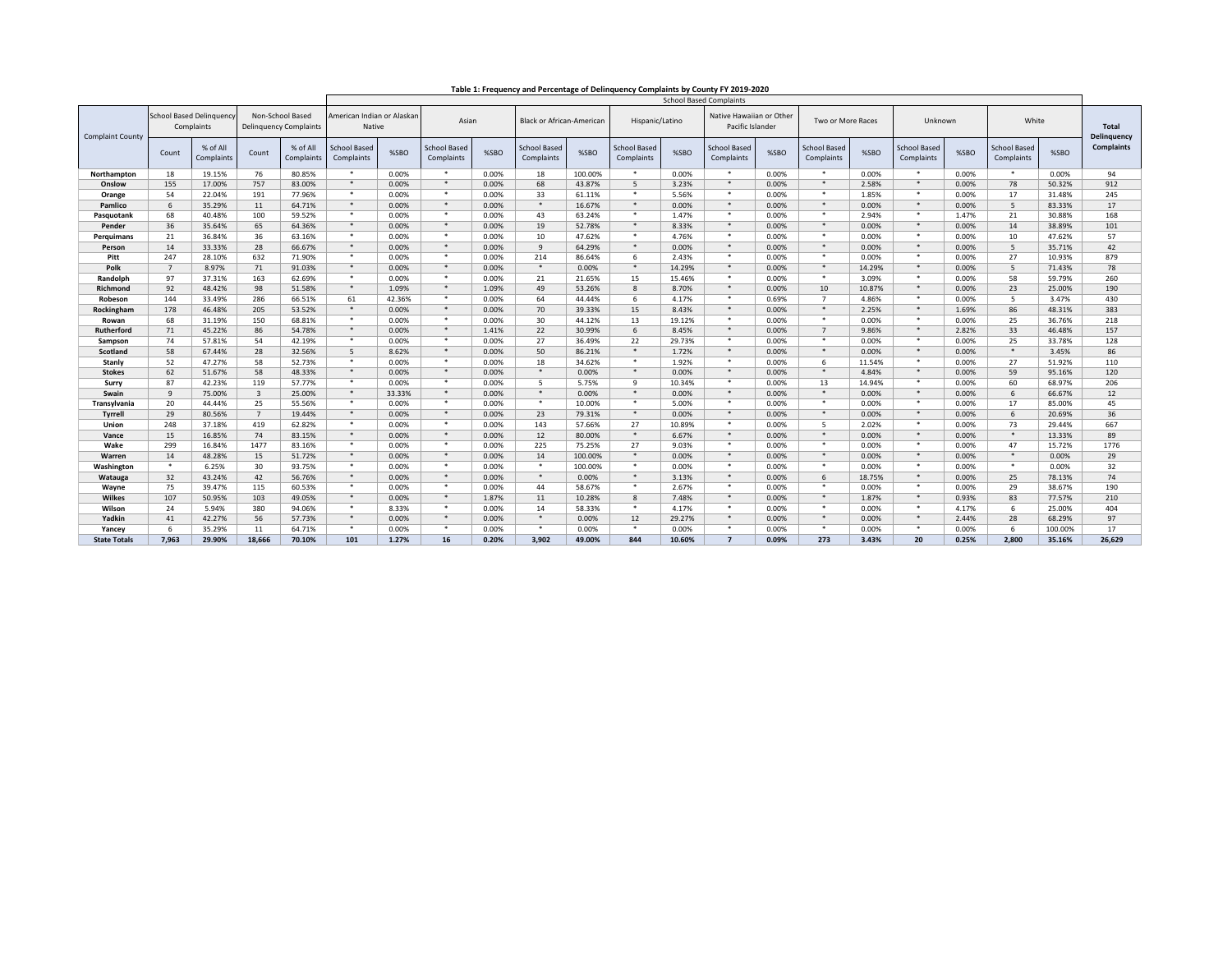**Table 1: Frequency and Percentage of Delinquency Complaints by County FY 2019-2020**

| Complaint County | School Based Delinquency Complaints | | Non-School Based Delinquency Complaints | | School Based Complaints | | | | | | | | | | | | | | | | Total Delinquency Complaints |
|---|---|---|---|---|---|---|---|---|---|---|---|---|---|---|---|---|---|---|---|---|---|
| | | | | | American Indian or Alaskan Native | | Asian | | Black or African-American | | Hispanic/Latino | | Native Hawaiian or Other Pacific Islander | | Two or More Races | | Unknown | | White | | |
| | Count | % of All Complaints | Count | % of All Complaints | School Based Complaints | %SBO | School Based Complaints | %SBO | School Based Complaints | %SBO | School Based Complaints | %SBO | School Based Complaints | %SBO | School Based Complaints | %SBO | School Based Complaints | %SBO | School Based Complaints | %SBO | |
| Northampton | 18 | 19.15% | 76 | 80.85% | * | 0.00% | * | 0.00% | 18 | 100.00% | * | 0.00% | * | 0.00% | * | 0.00% | * | 0.00% | * | 0.00% | 94 |
| Onslow | 155 | 17.00% | 757 | 83.00% | * | 0.00% | * | 0.00% | 68 | 43.87% | 5 | 3.23% | * | 0.00% | * | 2.58% | * | 0.00% | 78 | 50.32% | 912 |
| Orange | 54 | 22.04% | 191 | 77.96% | * | 0.00% | * | 0.00% | 33 | 61.11% | * | 5.56% | * | 0.00% | * | 1.85% | * | 0.00% | 17 | 31.48% | 245 |
| Pamlico | 6 | 35.29% | 11 | 64.71% | * | 0.00% | * | 0.00% | * | 16.67% | * | 0.00% | * | 0.00% | * | 0.00% | * | 0.00% | 5 | 83.33% | 17 |
| Pasquotank | 68 | 40.48% | 100 | 59.52% | * | 0.00% | * | 0.00% | 43 | 63.24% | * | 1.47% | * | 0.00% | * | 2.94% | * | 1.47% | 21 | 30.88% | 168 |
| Pender | 36 | 35.64% | 65 | 64.36% | * | 0.00% | * | 0.00% | 19 | 52.78% | * | 8.33% | * | 0.00% | * | 0.00% | * | 0.00% | 14 | 38.89% | 101 |
| Perquimans | 21 | 36.84% | 36 | 63.16% | * | 0.00% | * | 0.00% | 10 | 47.62% | * | 4.76% | * | 0.00% | * | 0.00% | * | 0.00% | 10 | 47.62% | 57 |
| Person | 14 | 33.33% | 28 | 66.67% | * | 0.00% | * | 0.00% | 9 | 64.29% | * | 0.00% | * | 0.00% | * | 0.00% | * | 0.00% | 5 | 35.71% | 42 |
| Pitt | 247 | 28.10% | 632 | 71.90% | * | 0.00% | * | 0.00% | 214 | 86.64% | 6 | 2.43% | * | 0.00% | * | 0.00% | * | 0.00% | 27 | 10.93% | 879 |
| Polk | 7 | 8.97% | 71 | 91.03% | * | 0.00% | * | 0.00% | * | 0.00% | * | 14.29% | * | 0.00% | * | 14.29% | * | 0.00% | 5 | 71.43% | 78 |
| Randolph | 97 | 37.31% | 163 | 62.69% | * | 0.00% | * | 0.00% | 21 | 21.65% | 15 | 15.46% | * | 0.00% | * | 3.09% | * | 0.00% | 58 | 59.79% | 260 |
| Richmond | 92 | 48.42% | 98 | 51.58% | * | 1.09% | * | 1.09% | 49 | 53.26% | 8 | 8.70% | * | 0.00% | 10 | 10.87% | * | 0.00% | 23 | 25.00% | 190 |
| Robeson | 144 | 33.49% | 286 | 66.51% | 61 | 42.36% | * | 0.00% | 64 | 44.44% | 6 | 4.17% | * | 0.69% | 7 | 4.86% | * | 0.00% | 5 | 3.47% | 430 |
| Rockingham | 178 | 46.48% | 205 | 53.52% | * | 0.00% | * | 0.00% | 70 | 39.33% | 15 | 8.43% | * | 0.00% | * | 2.25% | * | 1.69% | 86 | 48.31% | 383 |
| Rowan | 68 | 31.19% | 150 | 68.81% | * | 0.00% | * | 0.00% | 30 | 44.12% | 13 | 19.12% | * | 0.00% | * | 0.00% | * | 0.00% | 25 | 36.76% | 218 |
| Rutherford | 71 | 45.22% | 86 | 54.78% | * | 0.00% | * | 1.41% | 22 | 30.99% | 6 | 8.45% | * | 0.00% | 7 | 9.86% | * | 2.82% | 33 | 46.48% | 157 |
| Sampson | 74 | 57.81% | 54 | 42.19% | * | 0.00% | * | 0.00% | 27 | 36.49% | 22 | 29.73% | * | 0.00% | * | 0.00% | * | 0.00% | 25 | 33.78% | 128 |
| Scotland | 58 | 67.44% | 28 | 32.56% | 5 | 8.62% | * | 0.00% | 50 | 86.21% | * | 1.72% | * | 0.00% | * | 0.00% | * | 0.00% | * | 3.45% | 86 |
| Stanly | 52 | 47.27% | 58 | 52.73% | * | 0.00% | * | 0.00% | 18 | 34.62% | * | 1.92% | * | 0.00% | 6 | 11.54% | * | 0.00% | 27 | 51.92% | 110 |
| Stokes | 62 | 51.67% | 58 | 48.33% | * | 0.00% | * | 0.00% | * | 0.00% | * | 0.00% | * | 0.00% | * | 4.84% | * | 0.00% | 59 | 95.16% | 120 |
| Surry | 87 | 42.23% | 119 | 57.77% | * | 0.00% | * | 0.00% | 5 | 5.75% | 9 | 10.34% | * | 0.00% | 13 | 14.94% | * | 0.00% | 60 | 68.97% | 206 |
| Swain | 9 | 75.00% | 3 | 25.00% | * | 33.33% | * | 0.00% | * | 0.00% | * | 0.00% | * | 0.00% | * | 0.00% | * | 0.00% | 6 | 66.67% | 12 |
| Transylvania | 20 | 44.44% | 25 | 55.56% | * | 0.00% | * | 0.00% | * | 10.00% | * | 5.00% | * | 0.00% | * | 0.00% | * | 0.00% | 17 | 85.00% | 45 |
| Tyrrell | 29 | 80.56% | 7 | 19.44% | * | 0.00% | * | 0.00% | 23 | 79.31% | * | 0.00% | * | 0.00% | * | 0.00% | * | 0.00% | 6 | 20.69% | 36 |
| Union | 248 | 37.18% | 419 | 62.82% | * | 0.00% | * | 0.00% | 143 | 57.66% | 27 | 10.89% | * | 0.00% | 5 | 2.02% | * | 0.00% | 73 | 29.44% | 667 |
| Vance | 15 | 16.85% | 74 | 83.15% | * | 0.00% | * | 0.00% | 12 | 80.00% | * | 6.67% | * | 0.00% | * | 0.00% | * | 0.00% | * | 13.33% | 89 |
| Wake | 299 | 16.84% | 1477 | 83.16% | * | 0.00% | * | 0.00% | 225 | 75.25% | 27 | 9.03% | * | 0.00% | * | 0.00% | * | 0.00% | 47 | 15.72% | 1776 |
| Warren | 14 | 48.28% | 15 | 51.72% | * | 0.00% | * | 0.00% | 14 | 100.00% | * | 0.00% | * | 0.00% | * | 0.00% | * | 0.00% | * | 0.00% | 29 |
| Washington | * | 6.25% | 30 | 93.75% | * | 0.00% | * | 0.00% | * | 100.00% | * | 0.00% | * | 0.00% | * | 0.00% | * | 0.00% | * | 0.00% | 32 |
| Watauga | 32 | 43.24% | 42 | 56.76% | * | 0.00% | * | 0.00% | * | 0.00% | * | 3.13% | * | 0.00% | 6 | 18.75% | * | 0.00% | 25 | 78.13% | 74 |
| Wayne | 75 | 39.47% | 115 | 60.53% | * | 0.00% | * | 0.00% | 44 | 58.67% | * | 2.67% | * | 0.00% | * | 0.00% | * | 0.00% | 29 | 38.67% | 190 |
| Wilkes | 107 | 50.95% | 103 | 49.05% | * | 0.00% | * | 1.87% | 11 | 10.28% | 8 | 7.48% | * | 0.00% | * | 1.87% | * | 0.93% | 83 | 77.57% | 210 |
| Wilson | 24 | 5.94% | 380 | 94.06% | * | 8.33% | * | 0.00% | 14 | 58.33% | * | 4.17% | * | 0.00% | * | 0.00% | * | 4.17% | 6 | 25.00% | 404 |
| Yadkin | 41 | 42.27% | 56 | 57.73% | * | 0.00% | * | 0.00% | * | 0.00% | 12 | 29.27% | * | 0.00% | * | 0.00% | * | 2.44% | 28 | 68.29% | 97 |
| Yancey | 6 | 35.29% | 11 | 64.71% | * | 0.00% | * | 0.00% | * | 0.00% | * | 0.00% | * | 0.00% | * | 0.00% | * | 0.00% | 6 | 100.00% | 17 |
| **State Totals** | **7,963** | **29.90%** | **18,666** | **70.10%** | **101** | **1.27%** | **16** | **0.20%** | **3,902** | **49.00%** | **844** | **10.60%** | **7** | **0.09%** | **273** | **3.43%** | **20** | **0.25%** | **2,800** | **35.16%** | **26,629** |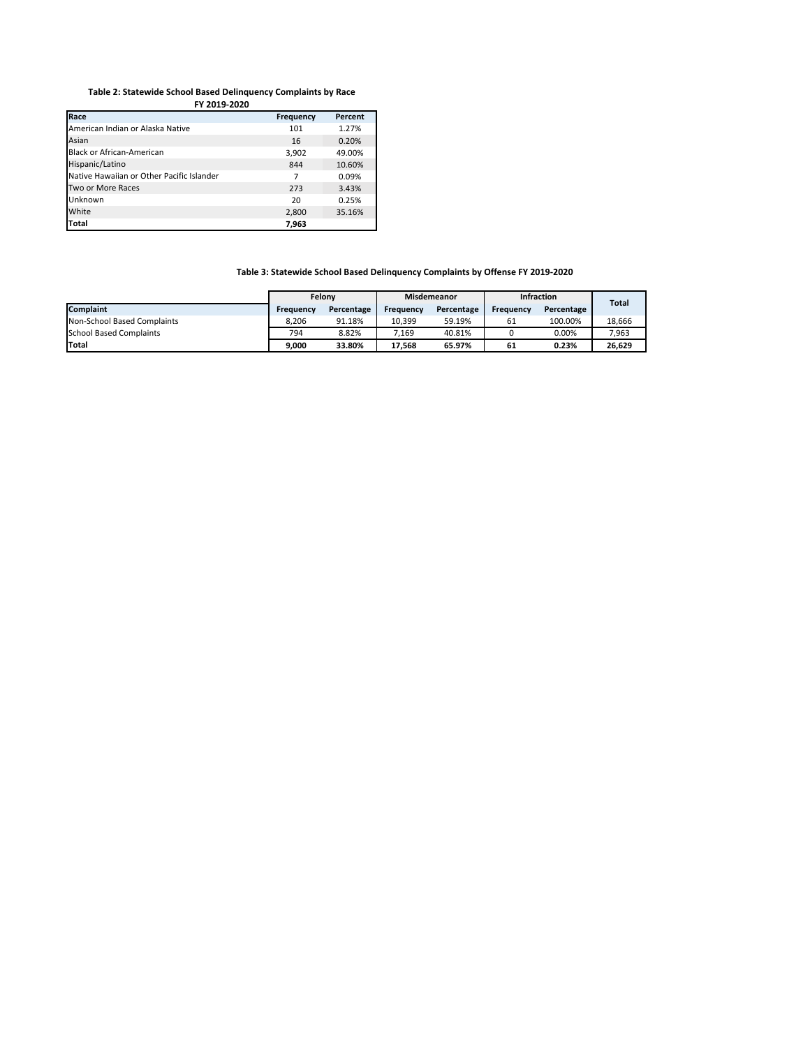**Table 2: Statewide School Based Delinquency Complaints by Race**
**FY 2019-2020**

| Race | Frequency | Percent |
|---|---|---|
| American Indian or Alaska Native | 101 | 1.27% |
| Asian | 16 | 0.20% |
| Black or African-American | 3,902 | 49.00% |
| Hispanic/Latino | 844 | 10.60% |
| Native Hawaiian or Other Pacific Islander | 7 | 0.09% |
| Two or More Races | 273 | 3.43% |
| Unknown | 20 | 0.25% |
| White | 2,800 | 35.16% |
| **Total** | **7,963** | |

**Table 3: Statewide School Based Delinquency Complaints by Offense FY 2019-2020**

| | Felony | | Misdemeanor | | Infraction | | Total |
|---|---|---|---|---|---|---|---|
| **Complaint** | **Frequency** | **Percentage** | **Frequency** | **Percentage** | **Frequency** | **Percentage** | |
| Non-School Based Complaints | 8,206 | 91.18% | 10,399 | 59.19% | 61 | 100.00% | 18,666 |
| School Based Complaints | 794 | 8.82% | 7,169 | 40.81% | 0 | 0.00% | 7,963 |
| **Total** | **9,000** | **33.80%** | **17,568** | **65.97%** | **61** | **0.23%** | **26,629** |